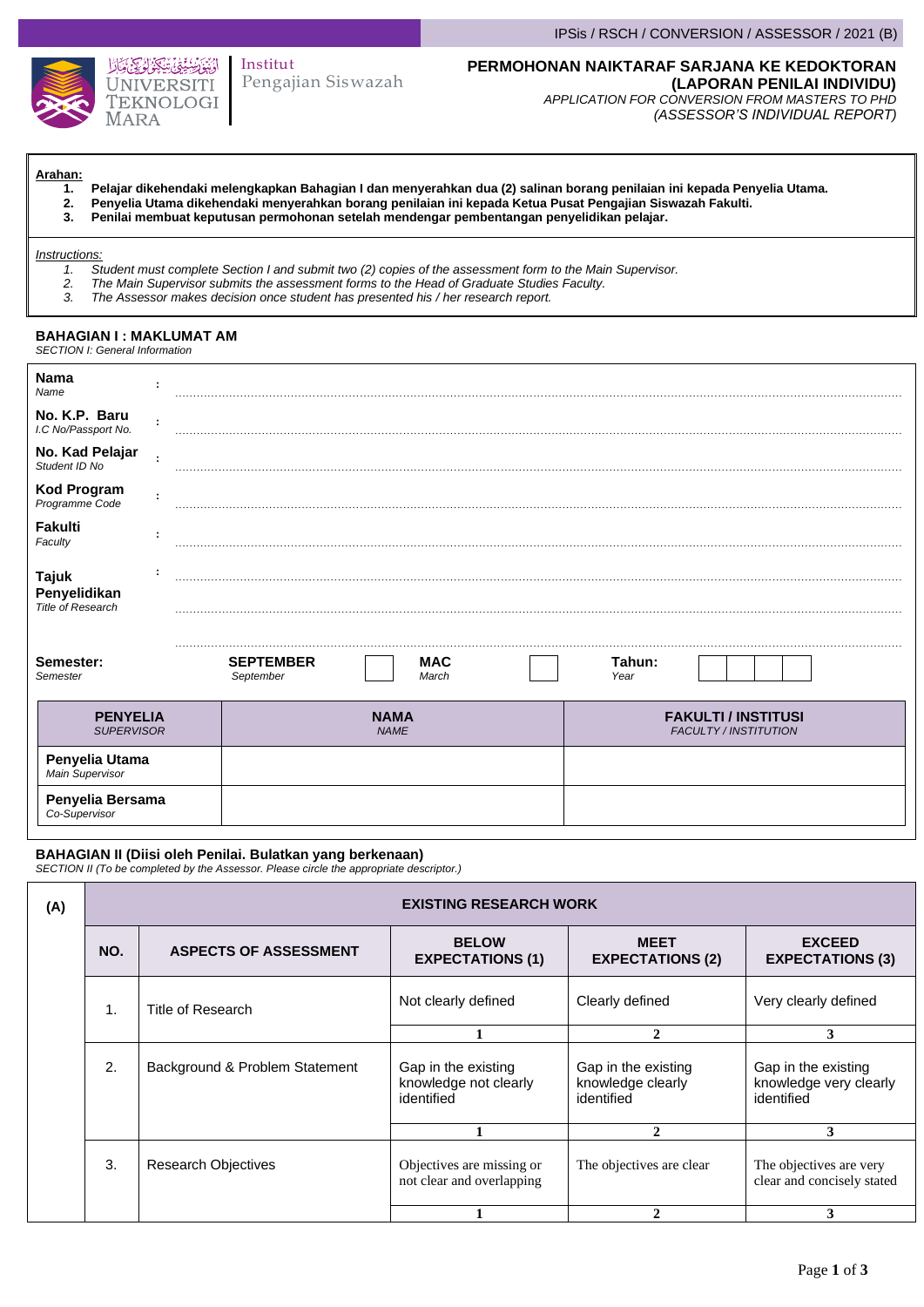UNIVERSITI TEKNOLOGI MARA

Institut Pengajian Siswazah

IPSis / RSCH / CONVERSION / ASSESSOR / 2021 (B)

# PERMOHONAN NAIKTARAF SARJANA KE KEDOKTORAN (LAPORAN PENILAI INDIVIDU)

*APPLICATION FOR CONVERSION FROM MASTERS TO PHD (ASSESSOR'S INDIVIDUAL REPORT)*

**Arahan:**

1. **Pelajar dikehendaki melengkapkan Bahagian I dan menyerahkan dua (2) salinan borang penilaian ini kepada Penyelia Utama.**
2. **Penyelia Utama dikehendaki menyerahkan borang penilaian ini kepada Ketua Pusat Pengajian Siswazah Fakulti.**
3. **Penilai membuat keputusan permohonan setelah mendengar pembentangan penyelidikan pelajar.**

*Instructions:*

1. *Student must complete Section I and submit two (2) copies of the assessment form to the Main Supervisor.*
2. *The Main Supervisor submits the assessment forms to the Head of Graduate Studies Faculty.*
3. *The Assessor makes decision once student has presented his / her research report.*

## BAHAGIAN I : MAKLUMAT AM

*SECTION I: General Information*

**Nama** *Name* : ..............................................................................

**No. K.P. Baru** *I.C No/Passport No.* : ..............................................................................

**No. Kad Pelajar** *Student ID No* : ..............................................................................

**Kod Program** *Programme Code* : ..............................................................................

**Fakulti** *Faculty* : ..............................................................................

**Tajuk Penyelidikan** *Title of Research* : ..............................................................................

..............................................................................

..............................................................................

**Semester:** *Semester* **SEPTEMBER** *September* ☐ **MAC** *March* ☐ **Tahun:** *Year* ☐☐☐☐

| **PENYELIA** *SUPERVISOR* | **NAMA** *NAME* | **FAKULTI / INSTITUSI** *FACULTY / INSTITUTION* |
|---|---|---|
| **Penyelia Utama** *Main Supervisor* | | |
| **Penyelia Bersama** *Co-Supervisor* | | |

## BAHAGIAN II (Diisi oleh Penilai. Bulatkan yang berkenaan)

*SECTION II (To be completed by the Assessor. Please circle the appropriate descriptor.)*

| (A) | EXISTING RESEARCH WORK | | | | |
|---|---|---|---|---|---|
| | **NO.** | **ASPECTS OF ASSESSMENT** | **BELOW EXPECTATIONS (1)** | **MEET EXPECTATIONS (2)** | **EXCEED EXPECTATIONS (3)** |
| | 1. | Title of Research | Not clearly defined | Clearly defined | Very clearly defined |
| | | | 1 | 2 | 3 |
| | 2. | Background & Problem Statement | Gap in the existing knowledge not clearly identified | Gap in the existing knowledge clearly identified | Gap in the existing knowledge very clearly identified |
| | | | 1 | 2 | 3 |
| | 3. | Research Objectives | Objectives are missing or not clear and overlapping | The objectives are clear | The objectives are very clear and concisely stated |
| | | | 1 | 2 | 3 |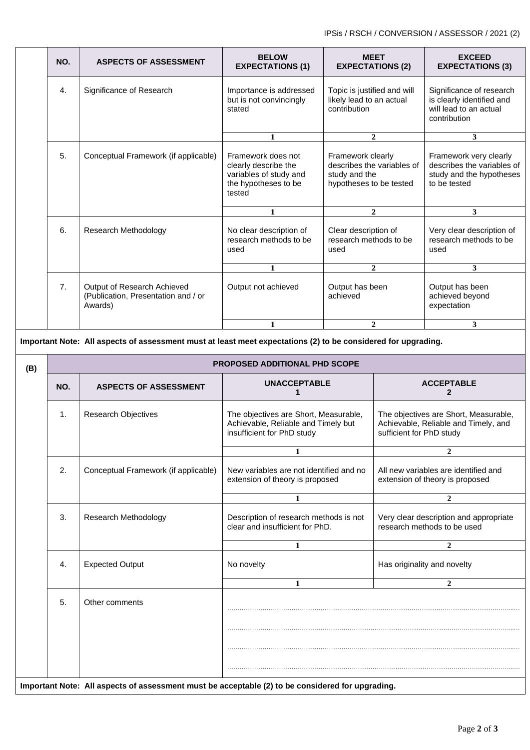| NO. | ASPECTS OF ASSESSMENT | BELOW EXPECTATIONS (1) | MEET EXPECTATIONS (2) | EXCEED EXPECTATIONS (3) |
|---|---|---|---|---|
| 4. | Significance of Research | Importance is addressed but is not convincingly stated | Topic is justified and will likely lead to an actual contribution | Significance of research is clearly identified and will lead to an actual contribution |
| | | 1 | 2 | 3 |
| 5. | Conceptual Framework (if applicable) | Framework does not clearly describe the variables of study and the hypotheses to be tested | Framework clearly describes the variables of study and the hypotheses to be tested | Framework very clearly describes the variables of study and the hypotheses to be tested |
| | | 1 | 2 | 3 |
| 6. | Research Methodology | No clear description of research methods to be used | Clear description of research methods to be used | Very clear description of research methods to be used |
| | | 1 | 2 | 3 |
| 7. | Output of Research Achieved (Publication, Presentation and / or Awards) | Output not achieved | Output has been achieved | Output has been achieved beyond expectation |
| | | 1 | 2 | 3 |

**Important Note: All aspects of assessment must at least meet expectations (2) to be considered for upgrading.**

**(B) PROPOSED ADDITIONAL PHD SCOPE**

| NO. | ASPECTS OF ASSESSMENT | UNACCEPTABLE 1 | ACCEPTABLE 2 |
|---|---|---|---|
| 1. | Research Objectives | The objectives are Short, Measurable, Achievable, Reliable and Timely but insufficient for PhD study | The objectives are Short, Measurable, Achievable, Reliable and Timely, and sufficient for PhD study |
| | | 1 | 2 |
| 2. | Conceptual Framework (if applicable) | New variables are not identified and no extension of theory is proposed | All new variables are identified and extension of theory is proposed |
| | | 1 | 2 |
| 3. | Research Methodology | Description of research methods is not clear and insufficient for PhD. | Very clear description and appropriate research methods to be used |
| | | 1 | 2 |
| 4. | Expected Output | No novelty | Has originality and novelty |
| | | 1 | 2 |
| 5. | Other comments | .............................................................................................................................................. | |

**Important Note: All aspects of assessment must be acceptable (2) to be considered for upgrading.**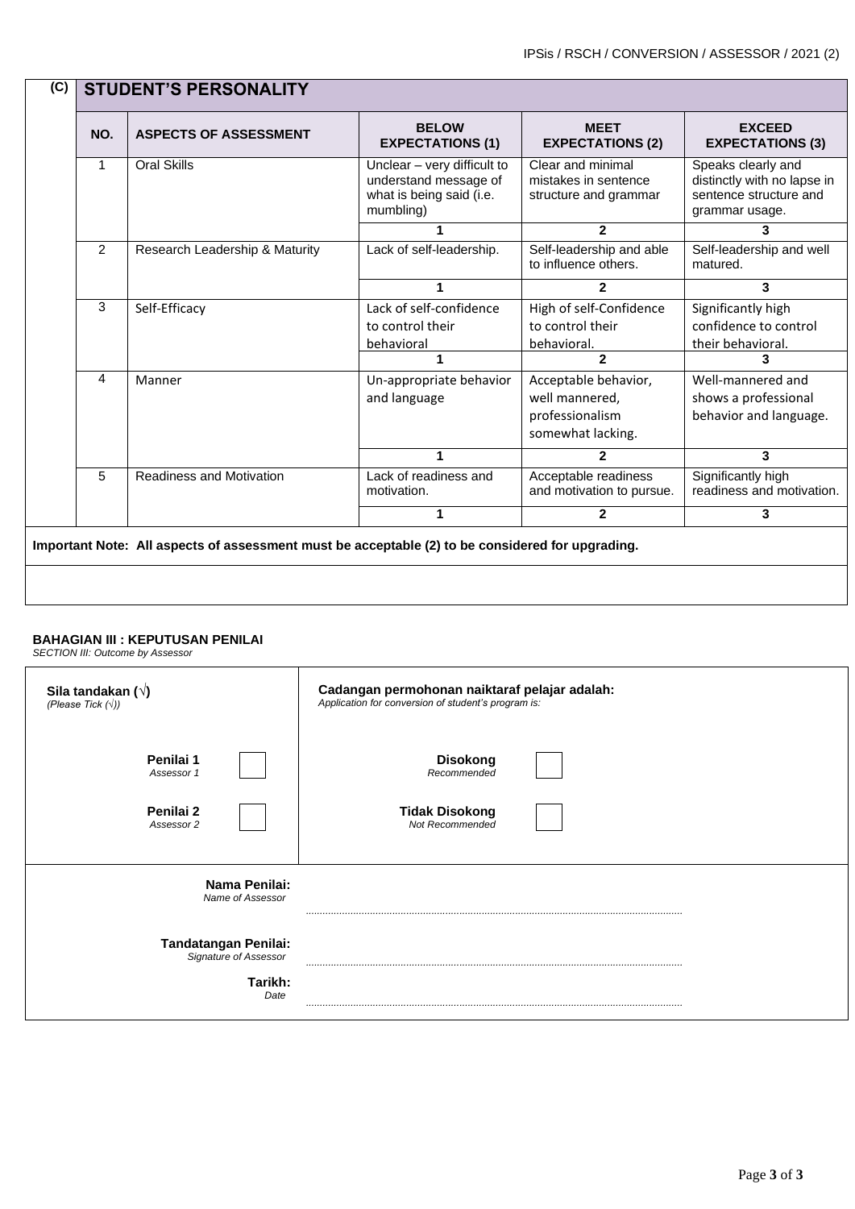## (C) STUDENT'S PERSONALITY

| NO. | ASPECTS OF ASSESSMENT | BELOW EXPECTATIONS (1) | MEET EXPECTATIONS (2) | EXCEED EXPECTATIONS (3) |
|---|---|---|---|---|
| 1 | Oral Skills | Unclear – very difficult to understand message of what is being said (i.e. mumbling) | Clear and minimal mistakes in sentence structure and grammar | Speaks clearly and distinctly with no lapse in sentence structure and grammar usage. |
| | | 1 | 2 | 3 |
| 2 | Research Leadership & Maturity | Lack of self-leadership. | Self-leadership and able to influence others. | Self-leadership and well matured. |
| | | 1 | 2 | 3 |
| 3 | Self-Efficacy | Lack of self-confidence to control their behavioral | High of self-Confidence to control their behavioral. | Significantly high confidence to control their behavioral. |
| | | 1 | 2 | 3 |
| 4 | Manner | Un-appropriate behavior and language | Acceptable behavior, well mannered, professionalism somewhat lacking. | Well-mannered and shows a professional behavior and language. |
| | | 1 | 2 | 3 |
| 5 | Readiness and Motivation | Lack of readiness and motivation. | Acceptable readiness and motivation to pursue. | Significantly high readiness and motivation. |
| | | 1 | 2 | 3 |

**Important Note: All aspects of assessment must be acceptable (2) to be considered for upgrading.**

**BAHAGIAN III : KEPUTUSAN PENILAI**
*SECTION III: Outcome by Assessor*

| **Sila tandakan (√)** *(Please Tick (√))* | **Cadangan permohonan naiktaraf pelajar adalah:** *Application for conversion of student's program is:* |
|---|---|
| **Penilai 1** *Assessor 1* ☐ | **Disokong** *Recommended* ☐ |
| **Penilai 2** *Assessor 2* ☐ | **Tidak Disokong** *Not Recommended* ☐ |

**Nama Penilai:** *Name of Assessor* ............................................................

**Tandatangan Penilai:** *Signature of Assessor* ............................................................

**Tarikh:** *Date* ............................................................